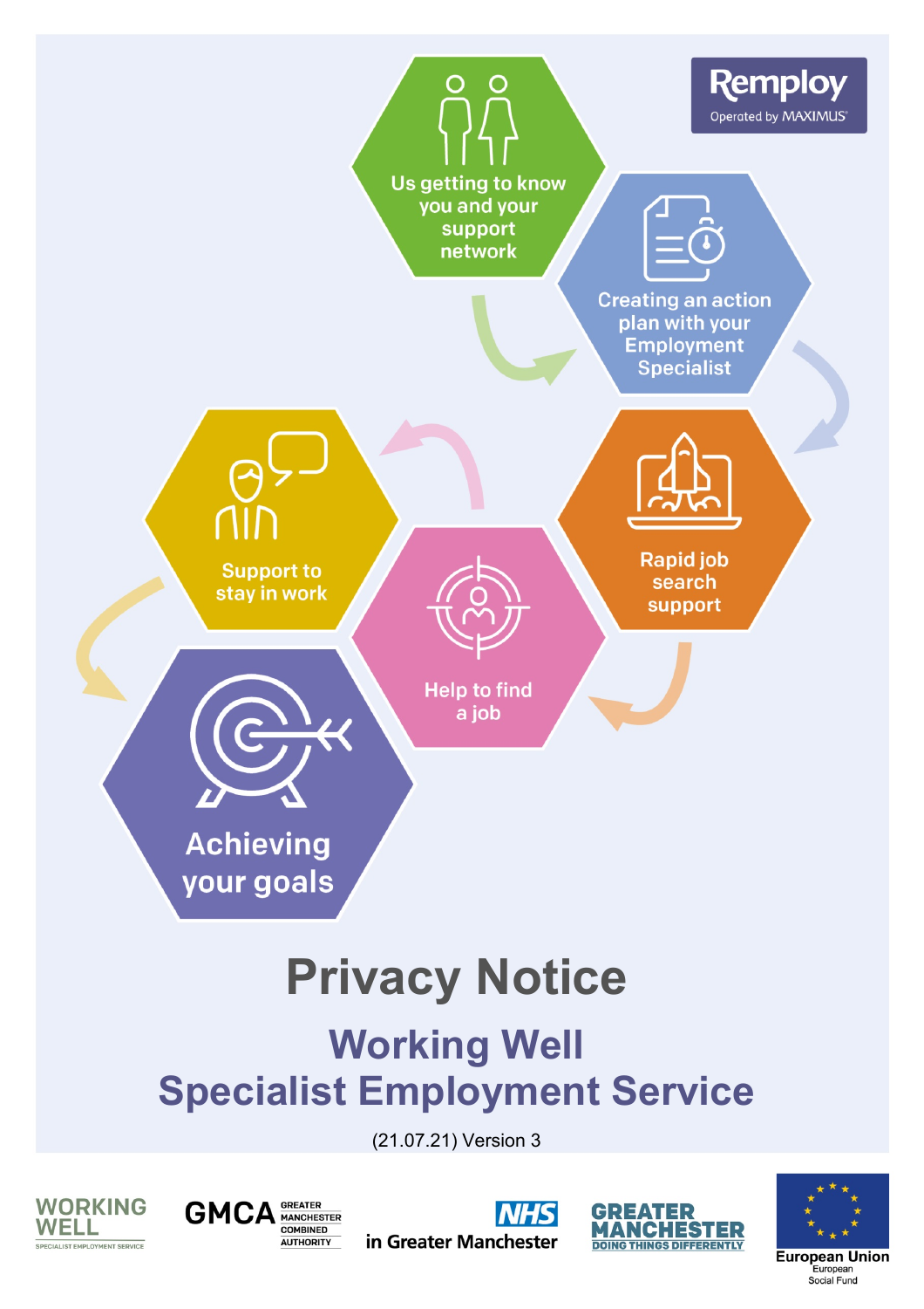Remploy
Operated by MAXIMUS

- Us getting to know you and your support network
- Creating an action plan with your Employment Specialist
- Rapid job search support
- Help to find a job
- Support to stay in work
- Achieving your goals

# Privacy Notice

## Working Well Specialist Employment Service

(21.07.21) Version 3

WORKING WELL SPECIALIST EMPLOYMENT SERVICE

GMCA GREATER MANCHESTER COMBINED AUTHORITY

NHS in Greater Manchester

GREATER MANCHESTER DOING THINGS DIFFERENTLY

European Union European Social Fund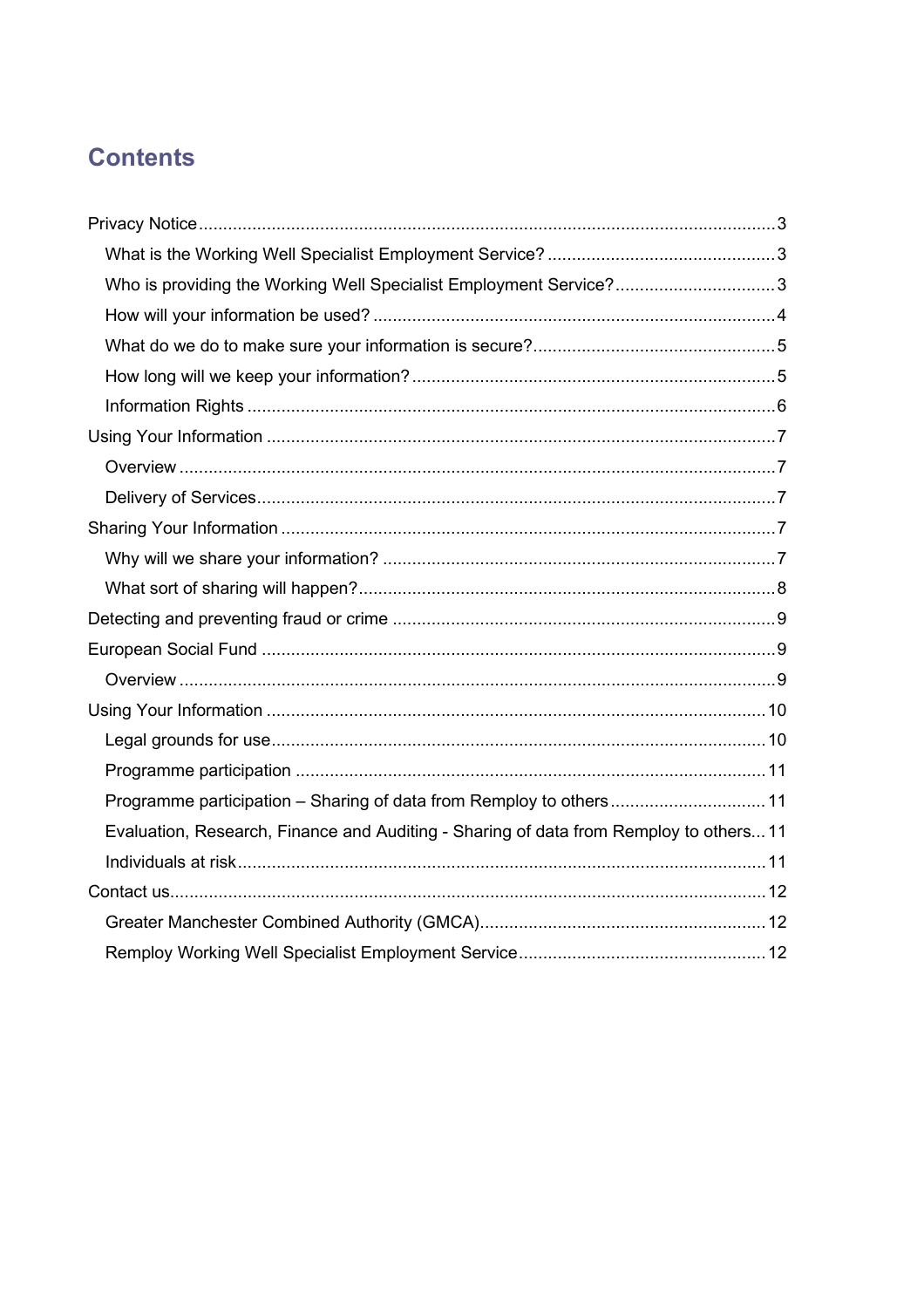# Contents

- Privacy Notice ... 3
  - What is the Working Well Specialist Employment Service? ... 3
  - Who is providing the Working Well Specialist Employment Service? ... 3
  - How will your information be used? ... 4
  - What do we do to make sure your information is secure? ... 5
  - How long will we keep your information? ... 5
  - Information Rights ... 6
- Using Your Information ... 7
  - Overview ... 7
  - Delivery of Services ... 7
- Sharing Your Information ... 7
  - Why will we share your information? ... 7
  - What sort of sharing will happen? ... 8
- Detecting and preventing fraud or crime ... 9
- European Social Fund ... 9
  - Overview ... 9
- Using Your Information ... 10
  - Legal grounds for use ... 10
  - Programme participation ... 11
  - Programme participation – Sharing of data from Remploy to others ... 11
  - Evaluation, Research, Finance and Auditing - Sharing of data from Remploy to others ... 11
  - Individuals at risk ... 11
- Contact us ... 12
  - Greater Manchester Combined Authority (GMCA) ... 12
  - Remploy Working Well Specialist Employment Service ... 12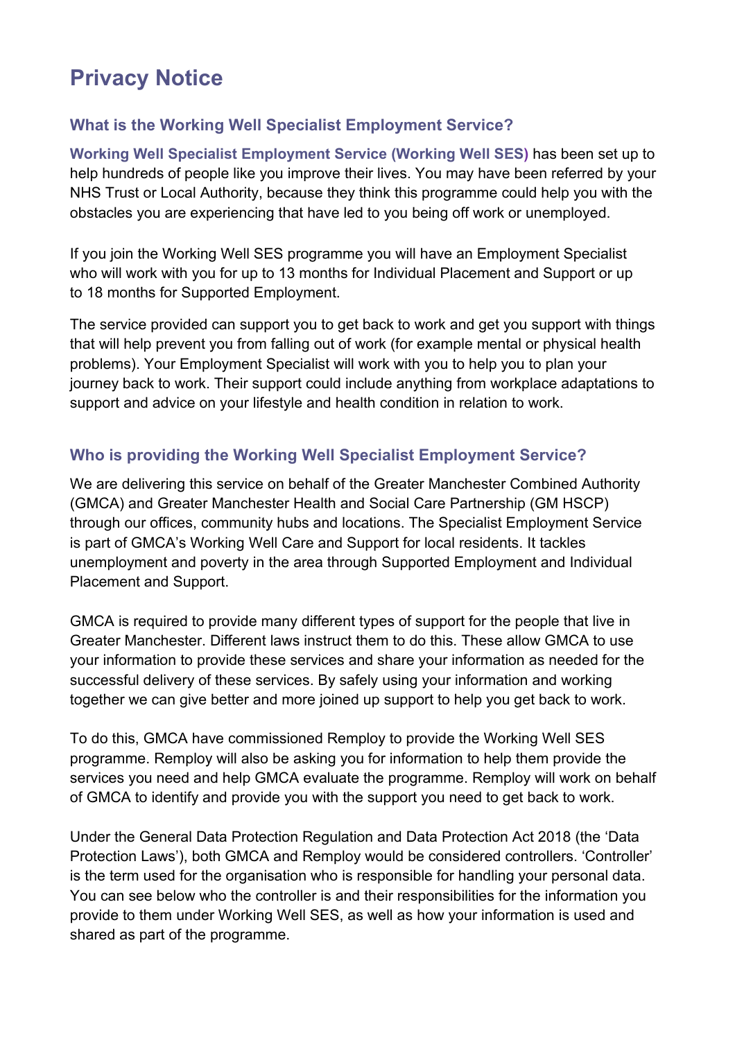# Privacy Notice

## What is the Working Well Specialist Employment Service?

**Working Well Specialist Employment Service (Working Well SES)** has been set up to help hundreds of people like you improve their lives. You may have been referred by your NHS Trust or Local Authority, because they think this programme could help you with the obstacles you are experiencing that have led to you being off work or unemployed.

If you join the Working Well SES programme you will have an Employment Specialist who will work with you for up to 13 months for Individual Placement and Support or up to 18 months for Supported Employment.

The service provided can support you to get back to work and get you support with things that will help prevent you from falling out of work (for example mental or physical health problems). Your Employment Specialist will work with you to help you to plan your journey back to work. Their support could include anything from workplace adaptations to support and advice on your lifestyle and health condition in relation to work.

## Who is providing the Working Well Specialist Employment Service?

We are delivering this service on behalf of the Greater Manchester Combined Authority (GMCA) and Greater Manchester Health and Social Care Partnership (GM HSCP) through our offices, community hubs and locations. The Specialist Employment Service is part of GMCA's Working Well Care and Support for local residents. It tackles unemployment and poverty in the area through Supported Employment and Individual Placement and Support.

GMCA is required to provide many different types of support for the people that live in Greater Manchester. Different laws instruct them to do this. These allow GMCA to use your information to provide these services and share your information as needed for the successful delivery of these services. By safely using your information and working together we can give better and more joined up support to help you get back to work.

To do this, GMCA have commissioned Remploy to provide the Working Well SES programme. Remploy will also be asking you for information to help them provide the services you need and help GMCA evaluate the programme. Remploy will work on behalf of GMCA to identify and provide you with the support you need to get back to work.

Under the General Data Protection Regulation and Data Protection Act 2018 (the 'Data Protection Laws'), both GMCA and Remploy would be considered controllers. 'Controller' is the term used for the organisation who is responsible for handling your personal data. You can see below who the controller is and their responsibilities for the information you provide to them under Working Well SES, as well as how your information is used and shared as part of the programme.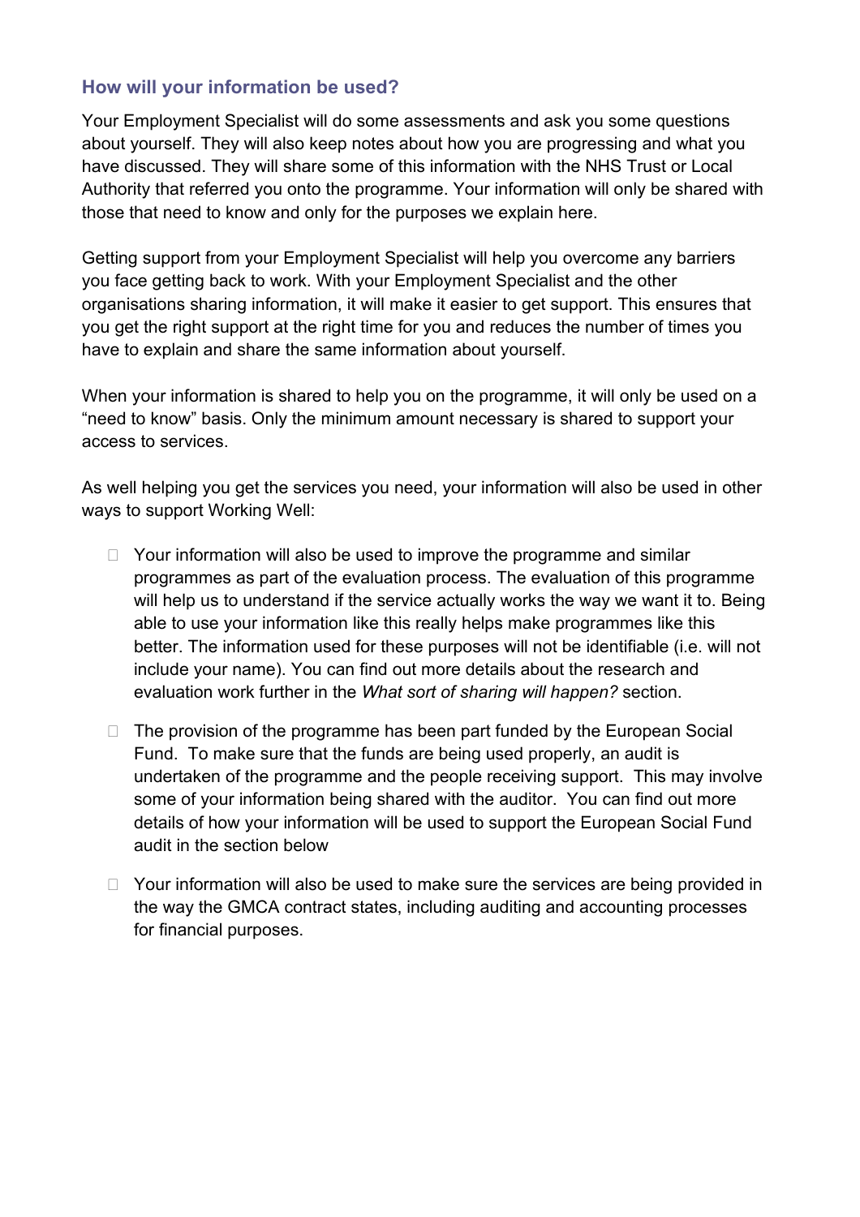## How will your information be used?

Your Employment Specialist will do some assessments and ask you some questions about yourself. They will also keep notes about how you are progressing and what you have discussed. They will share some of this information with the NHS Trust or Local Authority that referred you onto the programme. Your information will only be shared with those that need to know and only for the purposes we explain here.

Getting support from your Employment Specialist will help you overcome any barriers you face getting back to work. With your Employment Specialist and the other organisations sharing information, it will make it easier to get support. This ensures that you get the right support at the right time for you and reduces the number of times you have to explain and share the same information about yourself.

When your information is shared to help you on the programme, it will only be used on a “need to know” basis. Only the minimum amount necessary is shared to support your access to services.

As well helping you get the services you need, your information will also be used in other ways to support Working Well:

- Your information will also be used to improve the programme and similar programmes as part of the evaluation process. The evaluation of this programme will help us to understand if the service actually works the way we want it to. Being able to use your information like this really helps make programmes like this better. The information used for these purposes will not be identifiable (i.e. will not include your name). You can find out more details about the research and evaluation work further in the *What sort of sharing will happen?* section.
- The provision of the programme has been part funded by the European Social Fund. To make sure that the funds are being used properly, an audit is undertaken of the programme and the people receiving support. This may involve some of your information being shared with the auditor. You can find out more details of how your information will be used to support the European Social Fund audit in the section below
- Your information will also be used to make sure the services are being provided in the way the GMCA contract states, including auditing and accounting processes for financial purposes.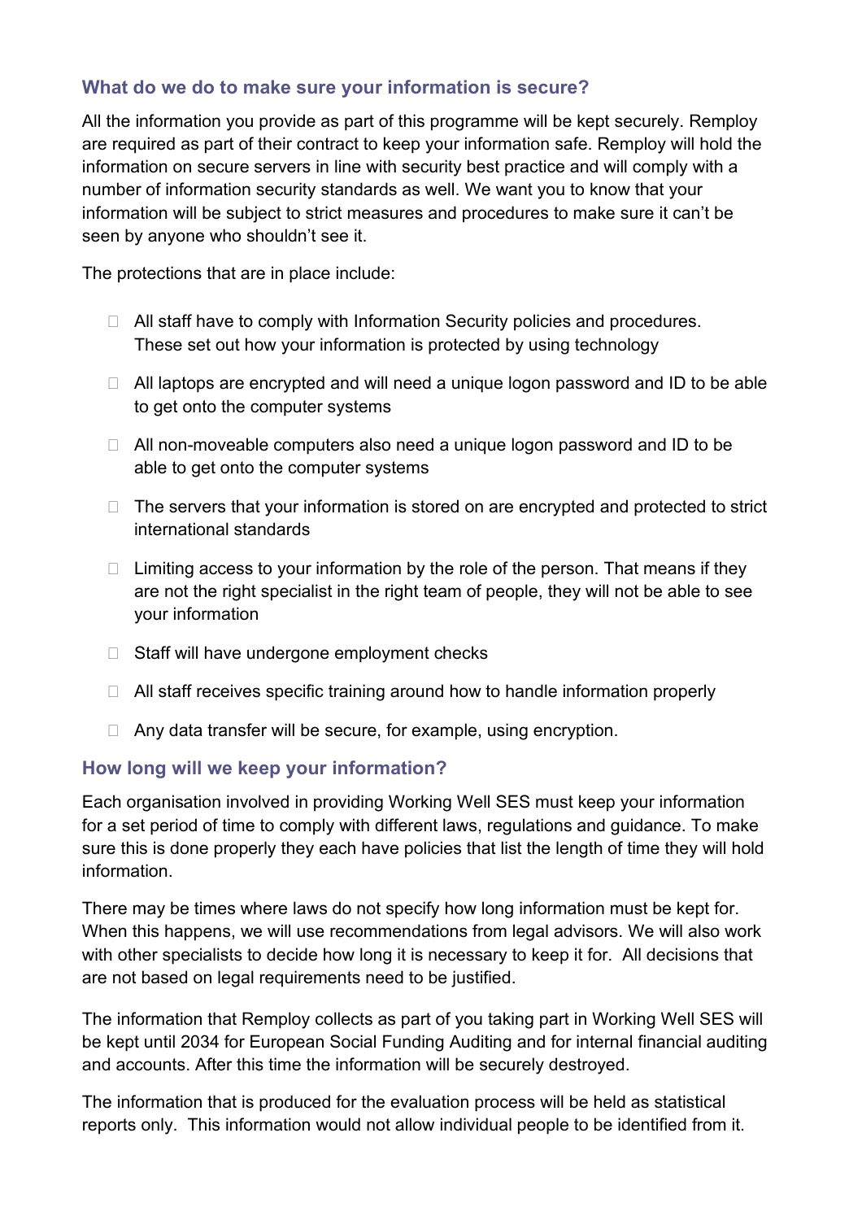## What do we do to make sure your information is secure?

All the information you provide as part of this programme will be kept securely. Remploy are required as part of their contract to keep your information safe. Remploy will hold the information on secure servers in line with security best practice and will comply with a number of information security standards as well. We want you to know that your information will be subject to strict measures and procedures to make sure it can't be seen by anyone who shouldn't see it.

The protections that are in place include:

- All staff have to comply with Information Security policies and procedures. These set out how your information is protected by using technology
- All laptops are encrypted and will need a unique logon password and ID to be able to get onto the computer systems
- All non-moveable computers also need a unique logon password and ID to be able to get onto the computer systems
- The servers that your information is stored on are encrypted and protected to strict international standards
- Limiting access to your information by the role of the person. That means if they are not the right specialist in the right team of people, they will not be able to see your information
- Staff will have undergone employment checks
- All staff receives specific training around how to handle information properly
- Any data transfer will be secure, for example, using encryption.

## How long will we keep your information?

Each organisation involved in providing Working Well SES must keep your information for a set period of time to comply with different laws, regulations and guidance. To make sure this is done properly they each have policies that list the length of time they will hold information.

There may be times where laws do not specify how long information must be kept for. When this happens, we will use recommendations from legal advisors. We will also work with other specialists to decide how long it is necessary to keep it for. All decisions that are not based on legal requirements need to be justified.

The information that Remploy collects as part of you taking part in Working Well SES will be kept until 2034 for European Social Funding Auditing and for internal financial auditing and accounts. After this time the information will be securely destroyed.

The information that is produced for the evaluation process will be held as statistical reports only. This information would not allow individual people to be identified from it.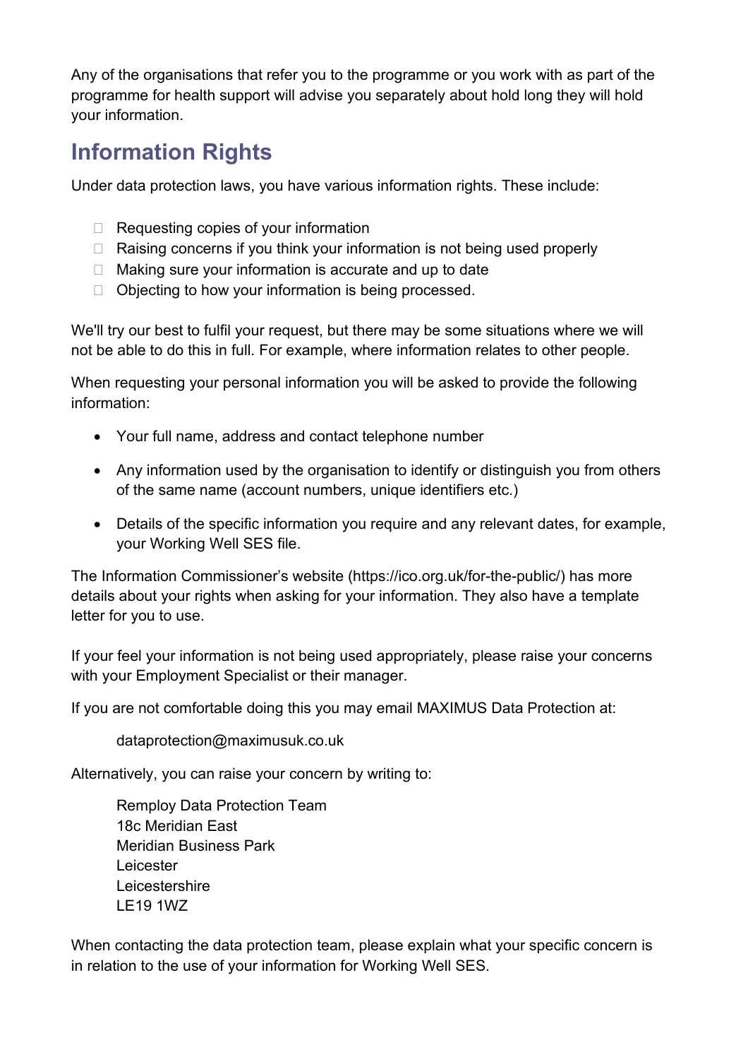Any of the organisations that refer you to the programme or you work with as part of the programme for health support will advise you separately about hold long they will hold your information.

## Information Rights

Under data protection laws, you have various information rights. These include:

- Requesting copies of your information
- Raising concerns if you think your information is not being used properly
- Making sure your information is accurate and up to date
- Objecting to how your information is being processed.

We'll try our best to fulfil your request, but there may be some situations where we will not be able to do this in full. For example, where information relates to other people.

When requesting your personal information you will be asked to provide the following information:

- Your full name, address and contact telephone number
- Any information used by the organisation to identify or distinguish you from others of the same name (account numbers, unique identifiers etc.)
- Details of the specific information you require and any relevant dates, for example, your Working Well SES file.

The Information Commissioner's website (https://ico.org.uk/for-the-public/) has more details about your rights when asking for your information. They also have a template letter for you to use.

If your feel your information is not being used appropriately, please raise your concerns with your Employment Specialist or their manager.

If you are not comfortable doing this you may email MAXIMUS Data Protection at:

> dataprotection@maximusuk.co.uk

Alternatively, you can raise your concern by writing to:

> Remploy Data Protection Team
> 18c Meridian East
> Meridian Business Park
> Leicester
> Leicestershire
> LE19 1WZ

When contacting the data protection team, please explain what your specific concern is in relation to the use of your information for Working Well SES.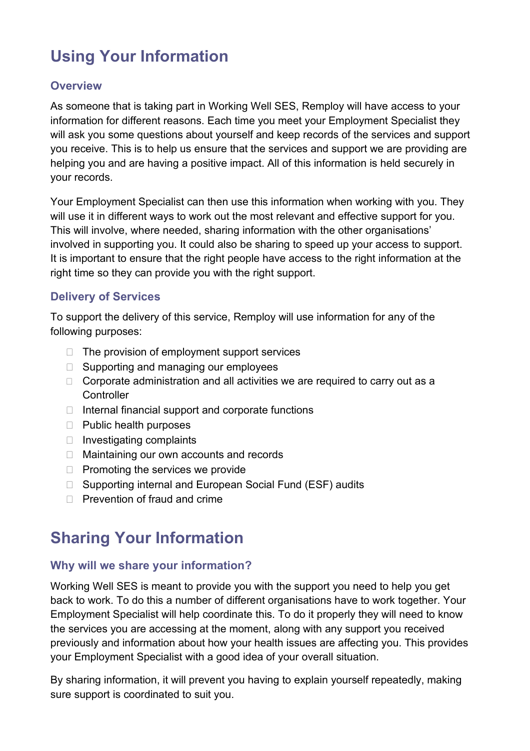# Using Your Information

## Overview

As someone that is taking part in Working Well SES, Remploy will have access to your information for different reasons. Each time you meet your Employment Specialist they will ask you some questions about yourself and keep records of the services and support you receive. This is to help us ensure that the services and support we are providing are helping you and are having a positive impact. All of this information is held securely in your records.

Your Employment Specialist can then use this information when working with you. They will use it in different ways to work out the most relevant and effective support for you. This will involve, where needed, sharing information with the other organisations' involved in supporting you. It could also be sharing to speed up your access to support. It is important to ensure that the right people have access to the right information at the right time so they can provide you with the right support.

## Delivery of Services

To support the delivery of this service, Remploy will use information for any of the following purposes:

- The provision of employment support services
- Supporting and managing our employees
- Corporate administration and all activities we are required to carry out as a Controller
- Internal financial support and corporate functions
- Public health purposes
- Investigating complaints
- Maintaining our own accounts and records
- Promoting the services we provide
- Supporting internal and European Social Fund (ESF) audits
- Prevention of fraud and crime

# Sharing Your Information

## Why will we share your information?

Working Well SES is meant to provide you with the support you need to help you get back to work. To do this a number of different organisations have to work together. Your Employment Specialist will help coordinate this. To do it properly they will need to know the services you are accessing at the moment, along with any support you received previously and information about how your health issues are affecting you. This provides your Employment Specialist with a good idea of your overall situation.

By sharing information, it will prevent you having to explain yourself repeatedly, making sure support is coordinated to suit you.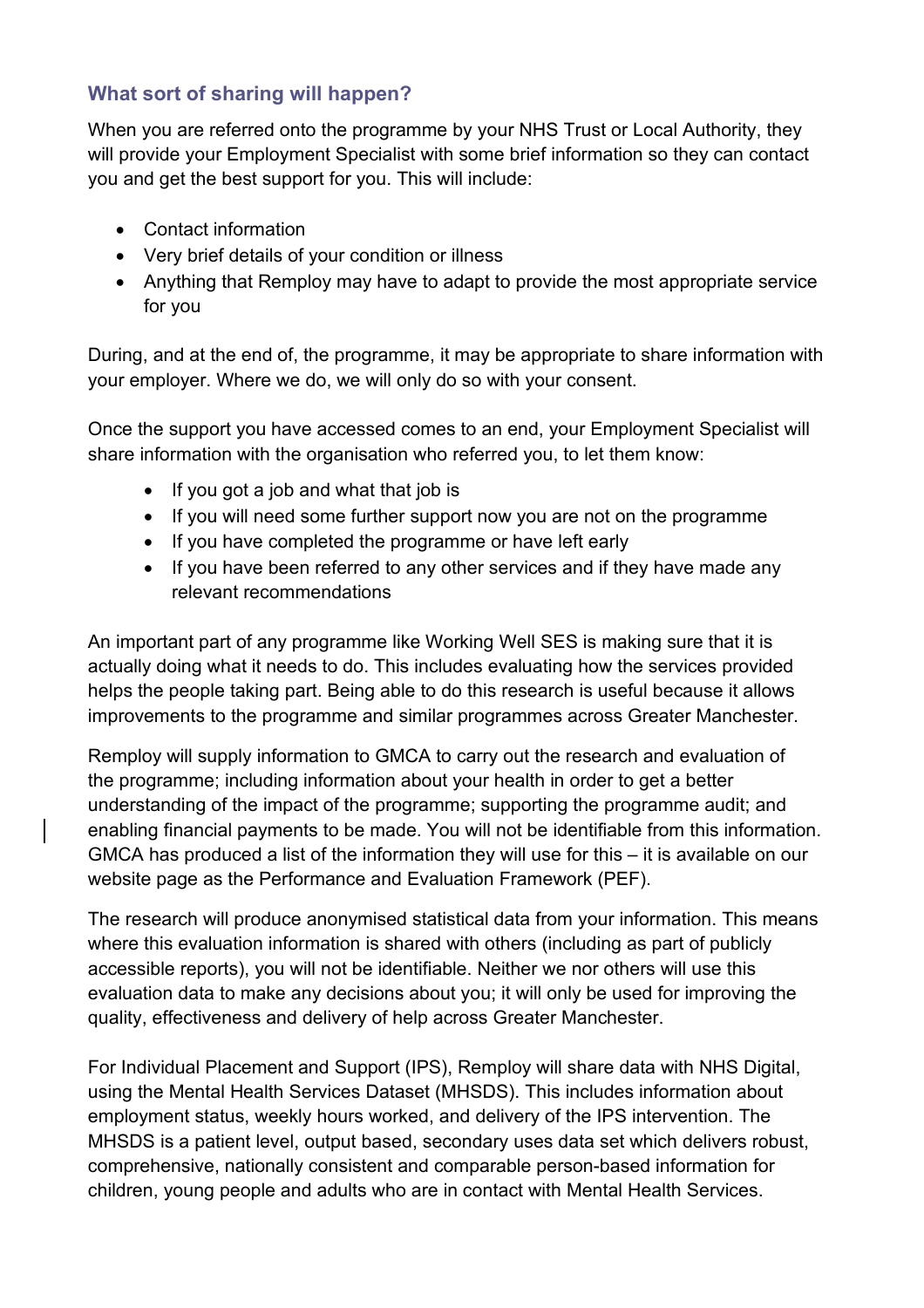### What sort of sharing will happen?

When you are referred onto the programme by your NHS Trust or Local Authority, they will provide your Employment Specialist with some brief information so they can contact you and get the best support for you. This will include:

- Contact information
- Very brief details of your condition or illness
- Anything that Remploy may have to adapt to provide the most appropriate service for you

During, and at the end of, the programme, it may be appropriate to share information with your employer. Where we do, we will only do so with your consent.

Once the support you have accessed comes to an end, your Employment Specialist will share information with the organisation who referred you, to let them know:

- If you got a job and what that job is
- If you will need some further support now you are not on the programme
- If you have completed the programme or have left early
- If you have been referred to any other services and if they have made any relevant recommendations

An important part of any programme like Working Well SES is making sure that it is actually doing what it needs to do. This includes evaluating how the services provided helps the people taking part. Being able to do this research is useful because it allows improvements to the programme and similar programmes across Greater Manchester.

Remploy will supply information to GMCA to carry out the research and evaluation of the programme; including information about your health in order to get a better understanding of the impact of the programme; supporting the programme audit; and enabling financial payments to be made. You will not be identifiable from this information. GMCA has produced a list of the information they will use for this – it is available on our website page as the Performance and Evaluation Framework (PEF).

The research will produce anonymised statistical data from your information. This means where this evaluation information is shared with others (including as part of publicly accessible reports), you will not be identifiable. Neither we nor others will use this evaluation data to make any decisions about you; it will only be used for improving the quality, effectiveness and delivery of help across Greater Manchester.

For Individual Placement and Support (IPS), Remploy will share data with NHS Digital, using the Mental Health Services Dataset (MHSDS). This includes information about employment status, weekly hours worked, and delivery of the IPS intervention. The MHSDS is a patient level, output based, secondary uses data set which delivers robust, comprehensive, nationally consistent and comparable person-based information for children, young people and adults who are in contact with Mental Health Services.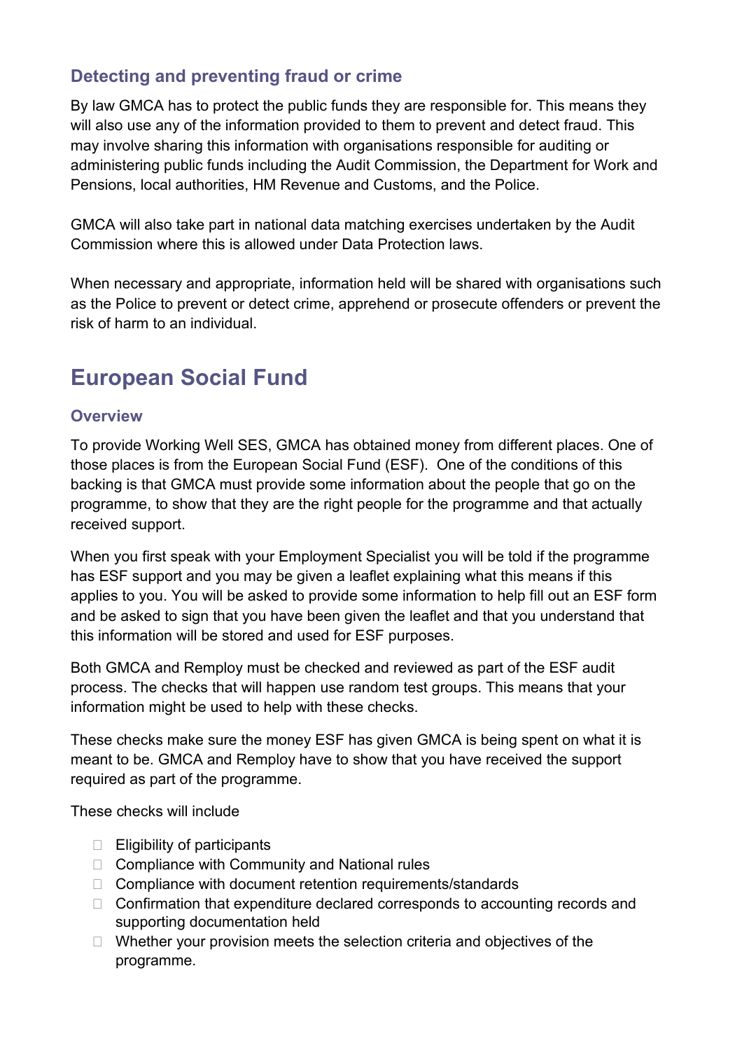### Detecting and preventing fraud or crime

By law GMCA has to protect the public funds they are responsible for. This means they will also use any of the information provided to them to prevent and detect fraud. This may involve sharing this information with organisations responsible for auditing or administering public funds including the Audit Commission, the Department for Work and Pensions, local authorities, HM Revenue and Customs, and the Police.

GMCA will also take part in national data matching exercises undertaken by the Audit Commission where this is allowed under Data Protection laws.

When necessary and appropriate, information held will be shared with organisations such as the Police to prevent or detect crime, apprehend or prosecute offenders or prevent the risk of harm to an individual.

## European Social Fund

### Overview

To provide Working Well SES, GMCA has obtained money from different places. One of those places is from the European Social Fund (ESF). One of the conditions of this backing is that GMCA must provide some information about the people that go on the programme, to show that they are the right people for the programme and that actually received support.

When you first speak with your Employment Specialist you will be told if the programme has ESF support and you may be given a leaflet explaining what this means if this applies to you. You will be asked to provide some information to help fill out an ESF form and be asked to sign that you have been given the leaflet and that you understand that this information will be stored and used for ESF purposes.

Both GMCA and Remploy must be checked and reviewed as part of the ESF audit process. The checks that will happen use random test groups. This means that your information might be used to help with these checks.

These checks make sure the money ESF has given GMCA is being spent on what it is meant to be. GMCA and Remploy have to show that you have received the support required as part of the programme.

These checks will include

- Eligibility of participants
- Compliance with Community and National rules
- Compliance with document retention requirements/standards
- Confirmation that expenditure declared corresponds to accounting records and supporting documentation held
- Whether your provision meets the selection criteria and objectives of the programme.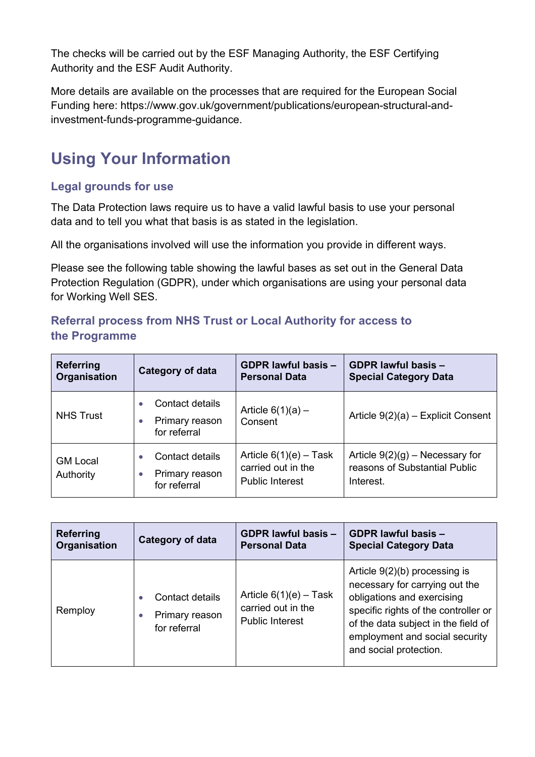The checks will be carried out by the ESF Managing Authority, the ESF Certifying Authority and the ESF Audit Authority.

More details are available on the processes that are required for the European Social Funding here: https://www.gov.uk/government/publications/european-structural-and-investment-funds-programme-guidance.

# Using Your Information

## Legal grounds for use

The Data Protection laws require us to have a valid lawful basis to use your personal data and to tell you what that basis is as stated in the legislation.

All the organisations involved will use the information you provide in different ways.

Please see the following table showing the lawful bases as set out in the General Data Protection Regulation (GDPR), under which organisations are using your personal data for Working Well SES.

## Referral process from NHS Trust or Local Authority for access to the Programme

| Referring Organisation | Category of data | GDPR lawful basis – Personal Data | GDPR lawful basis – Special Category Data |
|---|---|---|---|
| NHS Trust | • Contact details<br>• Primary reason for referral | Article 6(1)(a) – Consent | Article 9(2)(a) – Explicit Consent |
| GM Local Authority | • Contact details<br>• Primary reason for referral | Article 6(1)(e) – Task carried out in the Public Interest | Article 9(2)(g) – Necessary for reasons of Substantial Public Interest. |
| Remploy | • Contact details<br>• Primary reason for referral | Article 6(1)(e) – Task carried out in the Public Interest | Article 9(2)(b) processing is necessary for carrying out the obligations and exercising specific rights of the controller or of the data subject in the field of employment and social security and social protection. |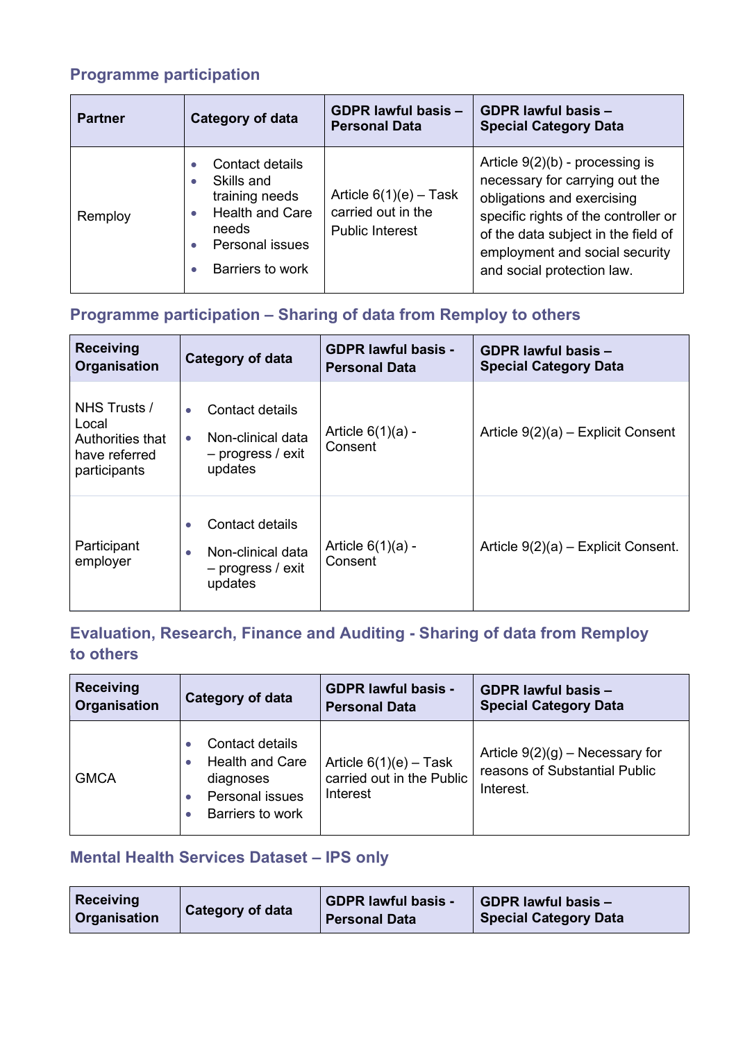## Programme participation

| Partner | Category of data | GDPR lawful basis – Personal Data | GDPR lawful basis – Special Category Data |
|---|---|---|---|
| Remploy | • Contact details<br>• Skills and training needs<br>• Health and Care needs<br>• Personal issues<br>• Barriers to work | Article 6(1)(e) – Task carried out in the Public Interest | Article 9(2)(b) - processing is necessary for carrying out the obligations and exercising specific rights of the controller or of the data subject in the field of employment and social security and social protection law. |

## Programme participation – Sharing of data from Remploy to others

| Receiving Organisation | Category of data | GDPR lawful basis - Personal Data | GDPR lawful basis – Special Category Data |
|---|---|---|---|
| NHS Trusts / Local Authorities that have referred participants | • Contact details<br>• Non-clinical data – progress / exit updates | Article 6(1)(a) - Consent | Article 9(2)(a) – Explicit Consent |
| Participant employer | • Contact details<br>• Non-clinical data – progress / exit updates | Article 6(1)(a) - Consent | Article 9(2)(a) – Explicit Consent. |

## Evaluation, Research, Finance and Auditing - Sharing of data from Remploy to others

| Receiving Organisation | Category of data | GDPR lawful basis - Personal Data | GDPR lawful basis – Special Category Data |
|---|---|---|---|
| GMCA | • Contact details<br>• Health and Care diagnoses<br>• Personal issues<br>• Barriers to work | Article 6(1)(e) – Task carried out in the Public Interest | Article 9(2)(g) – Necessary for reasons of Substantial Public Interest. |

## Mental Health Services Dataset – IPS only

| Receiving Organisation | Category of data | GDPR lawful basis - Personal Data | GDPR lawful basis – Special Category Data |
|---|---|---|---|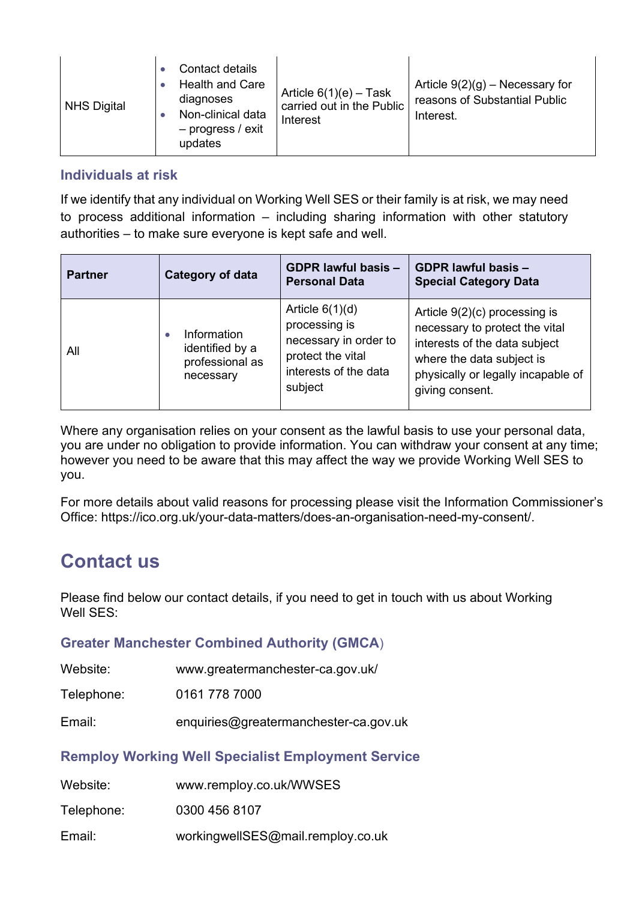| | | | |
|---|---|---|---|
| NHS Digital | • Contact details<br>• Health and Care diagnoses<br>• Non-clinical data – progress / exit updates | Article 6(1)(e) – Task carried out in the Public Interest | Article 9(2)(g) – Necessary for reasons of Substantial Public Interest. |

### Individuals at risk

If we identify that any individual on Working Well SES or their family is at risk, we may need to process additional information – including sharing information with other statutory authorities – to make sure everyone is kept safe and well.

| Partner | Category of data | GDPR lawful basis – Personal Data | GDPR lawful basis – Special Category Data |
|---|---|---|---|
| All | • Information identified by a professional as necessary | Article 6(1)(d) processing is necessary in order to protect the vital interests of the data subject | Article 9(2)(c) processing is necessary to protect the vital interests of the data subject where the data subject is physically or legally incapable of giving consent. |

Where any organisation relies on your consent as the lawful basis to use your personal data, you are under no obligation to provide information. You can withdraw your consent at any time; however you need to be aware that this may affect the way we provide Working Well SES to you.

For more details about valid reasons for processing please visit the Information Commissioner's Office: https://ico.org.uk/your-data-matters/does-an-organisation-need-my-consent/.

## Contact us

Please find below our contact details, if you need to get in touch with us about Working Well SES:

### Greater Manchester Combined Authority (GMCA)

Website: www.greatermanchester-ca.gov.uk/

Telephone: 0161 778 7000

Email: enquiries@greatermanchester-ca.gov.uk

### Remploy Working Well Specialist Employment Service

Website: www.remploy.co.uk/WWSES

Telephone: 0300 456 8107

Email: workingwellSES@mail.remploy.co.uk